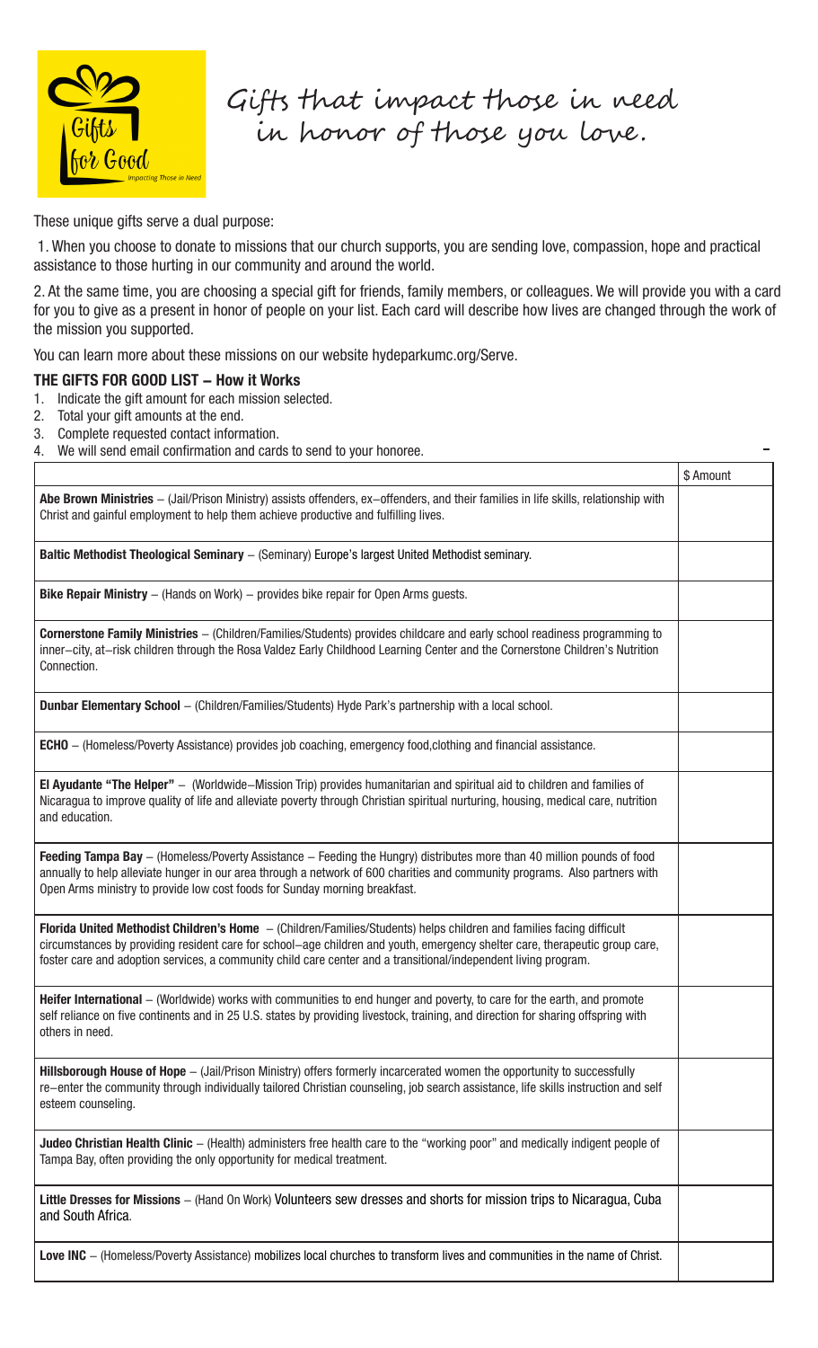# Gifts that impact those in need in honor of those you love.

These unique gifts serve a dual purpose:

1. When you choose to donate to missions that our church supports, you are sending love, compassion, hope and practical assistance to those hurting in our community and around the world.

2. At the same time, you are choosing a special gift for friends, family members, or colleagues. We will provide you with a card for you to give as a present in honor of people on your list. Each card will describe how lives are changed through the work of the mission you supported.

You can learn more about these missions on our website hydeparkumc.org/Serve.

## THE GIFTS FOR GOOD LIST – How it Works

1. Indicate the gift amount for each mission selected.
2. Total your gift amounts at the end.
3. Complete requested contact information.
4. We will send email confirmation and cards to send to your honoree.

| | $ Amount |
|---|---|
| **Abe Brown Ministries** – (Jail/Prison Ministry) assists offenders, ex–offenders, and their families in life skills, relationship with Christ and gainful employment to help them achieve productive and fulfilling lives. | |
| **Baltic Methodist Theological Seminary** – (Seminary) Europe's largest United Methodist seminary. | |
| **Bike Repair Ministry** – (Hands on Work) – provides bike repair for Open Arms guests. | |
| **Cornerstone Family Ministries** – (Children/Families/Students) provides childcare and early school readiness programming to inner–city, at–risk children through the Rosa Valdez Early Childhood Learning Center and the Cornerstone Children's Nutrition Connection. | |
| **Dunbar Elementary School** – (Children/Families/Students) Hyde Park's partnership with a local school. | |
| **ECHO** – (Homeless/Poverty Assistance) provides job coaching, emergency food,clothing and financial assistance. | |
| **El Ayudante "The Helper"** – (Worldwide–Mission Trip) provides humanitarian and spiritual aid to children and families of Nicaragua to improve quality of life and alleviate poverty through Christian spiritual nurturing, housing, medical care, nutrition and education. | |
| **Feeding Tampa Bay** – (Homeless/Poverty Assistance – Feeding the Hungry) distributes more than 40 million pounds of food annually to help alleviate hunger in our area through a network of 600 charities and community programs. Also partners with Open Arms ministry to provide low cost foods for Sunday morning breakfast. | |
| **Florida United Methodist Children's Home** – (Children/Families/Students) helps children and families facing difficult circumstances by providing resident care for school–age children and youth, emergency shelter care, therapeutic group care, foster care and adoption services, a community child care center and a transitional/independent living program. | |
| **Heifer International** – (Worldwide) works with communities to end hunger and poverty, to care for the earth, and promote self reliance on five continents and in 25 U.S. states by providing livestock, training, and direction for sharing offspring with others in need. | |
| **Hillsborough House of Hope** – (Jail/Prison Ministry) offers formerly incarcerated women the opportunity to successfully re–enter the community through individually tailored Christian counseling, job search assistance, life skills instruction and self esteem counseling. | |
| **Judeo Christian Health Clinic** – (Health) administers free health care to the "working poor" and medically indigent people of Tampa Bay, often providing the only opportunity for medical treatment. | |
| **Little Dresses for Missions** – (Hand On Work) Volunteers sew dresses and shorts for mission trips to Nicaragua, Cuba and South Africa. | |
| **Love INC** – (Homeless/Poverty Assistance) mobilizes local churches to transform lives and communities in the name of Christ. | |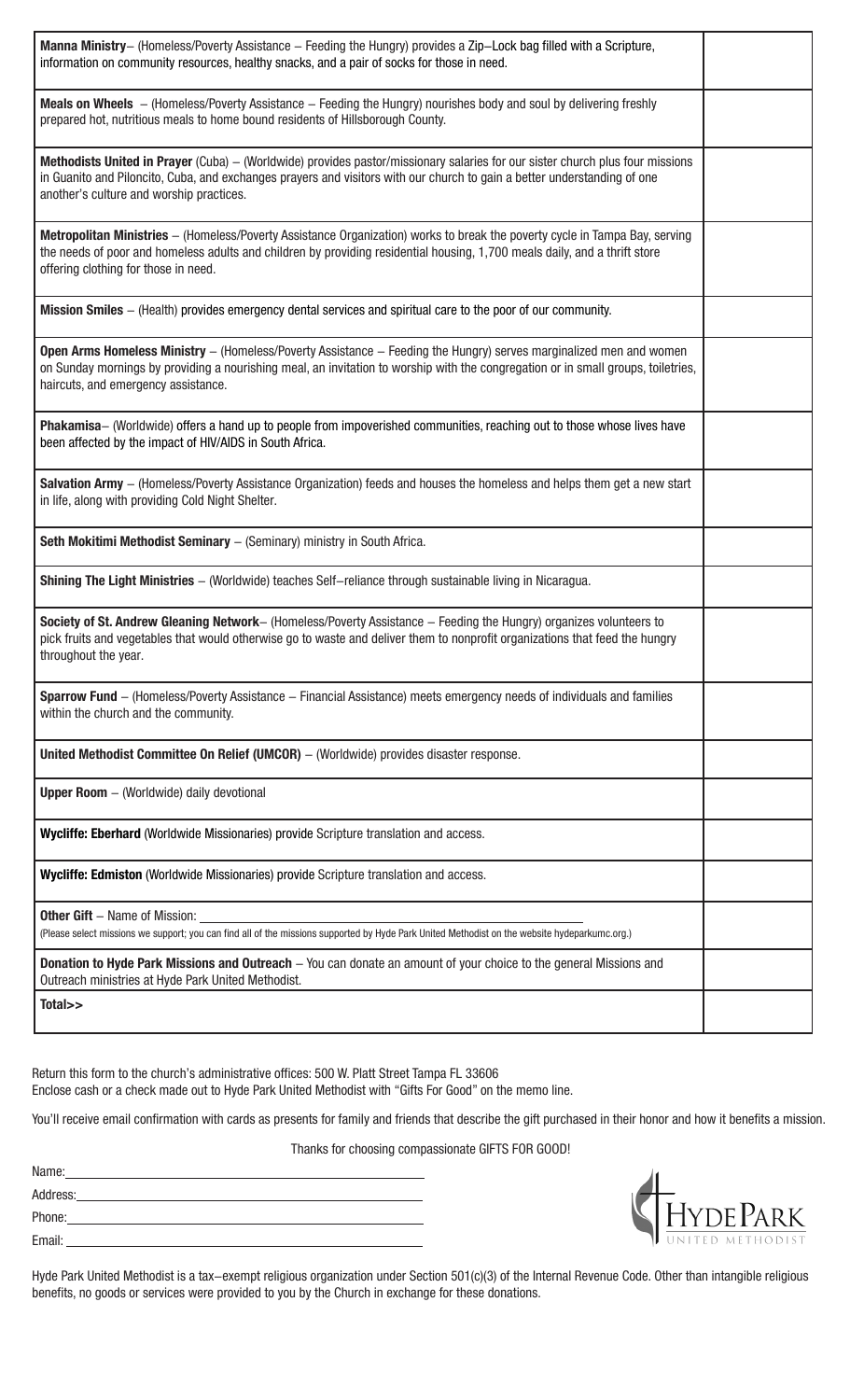| | |
|---|---|
| **Manna Ministry**– (Homeless/Poverty Assistance – Feeding the Hungry) provides a Zip–Lock bag filled with a Scripture, information on community resources, healthy snacks, and a pair of socks for those in need. | |
| **Meals on Wheels** – (Homeless/Poverty Assistance – Feeding the Hungry) nourishes body and soul by delivering freshly prepared hot, nutritious meals to home bound residents of Hillsborough County. | |
| **Methodists United in Prayer** (Cuba) – (Worldwide) provides pastor/missionary salaries for our sister church plus four missions in Guanito and Piloncito, Cuba, and exchanges prayers and visitors with our church to gain a better understanding of one another's culture and worship practices. | |
| **Metropolitan Ministries** – (Homeless/Poverty Assistance Organization) works to break the poverty cycle in Tampa Bay, serving the needs of poor and homeless adults and children by providing residential housing, 1,700 meals daily, and a thrift store offering clothing for those in need. | |
| **Mission Smiles** – (Health) provides emergency dental services and spiritual care to the poor of our community. | |
| **Open Arms Homeless Ministry** – (Homeless/Poverty Assistance – Feeding the Hungry) serves marginalized men and women on Sunday mornings by providing a nourishing meal, an invitation to worship with the congregation or in small groups, toiletries, haircuts, and emergency assistance. | |
| **Phakamisa**– (Worldwide) offers a hand up to people from impoverished communities, reaching out to those whose lives have been affected by the impact of HIV/AIDS in South Africa. | |
| **Salvation Army** – (Homeless/Poverty Assistance Organization) feeds and houses the homeless and helps them get a new start in life, along with providing Cold Night Shelter. | |
| **Seth Mokitimi Methodist Seminary** – (Seminary) ministry in South Africa. | |
| **Shining The Light Ministries** – (Worldwide) teaches Self–reliance through sustainable living in Nicaragua. | |
| **Society of St. Andrew Gleaning Network**– (Homeless/Poverty Assistance – Feeding the Hungry) organizes volunteers to pick fruits and vegetables that would otherwise go to waste and deliver them to nonprofit organizations that feed the hungry throughout the year. | |
| **Sparrow Fund** – (Homeless/Poverty Assistance – Financial Assistance) meets emergency needs of individuals and families within the church and the community. | |
| **United Methodist Committee On Relief (UMCOR)** – (Worldwide) provides disaster response. | |
| **Upper Room** – (Worldwide) daily devotional | |
| **Wycliffe: Eberhard** (Worldwide Missionaries) provide Scripture translation and access. | |
| **Wycliffe: Edmiston** (Worldwide Missionaries) provide Scripture translation and access. | |
| **Other Gift** – Name of Mission: \_\_\_\_\_\_\_\_\_\_ (Please select missions we support; you can find all of the missions supported by Hyde Park United Methodist on the website hydeparkumc.org.) | |
| **Donation to Hyde Park Missions and Outreach** – You can donate an amount of your choice to the general Missions and Outreach ministries at Hyde Park United Methodist. | |
| **Total>>** | |

Return this form to the church's administrative offices: 500 W. Platt Street Tampa FL 33606
Enclose cash or a check made out to Hyde Park United Methodist with "Gifts For Good" on the memo line.

You'll receive email confirmation with cards as presents for family and friends that describe the gift purchased in their honor and how it benefits a mission.

Thanks for choosing compassionate GIFTS FOR GOOD!

Name: \_\_\_\_\_\_\_\_\_\_

Address: \_\_\_\_\_\_\_\_\_\_

Phone: \_\_\_\_\_\_\_\_\_\_

Email: \_\_\_\_\_\_\_\_\_\_

HYDE PARK
UNITED METHODIST

Hyde Park United Methodist is a tax–exempt religious organization under Section 501(c)(3) of the Internal Revenue Code. Other than intangible religious benefits, no goods or services were provided to you by the Church in exchange for these donations.